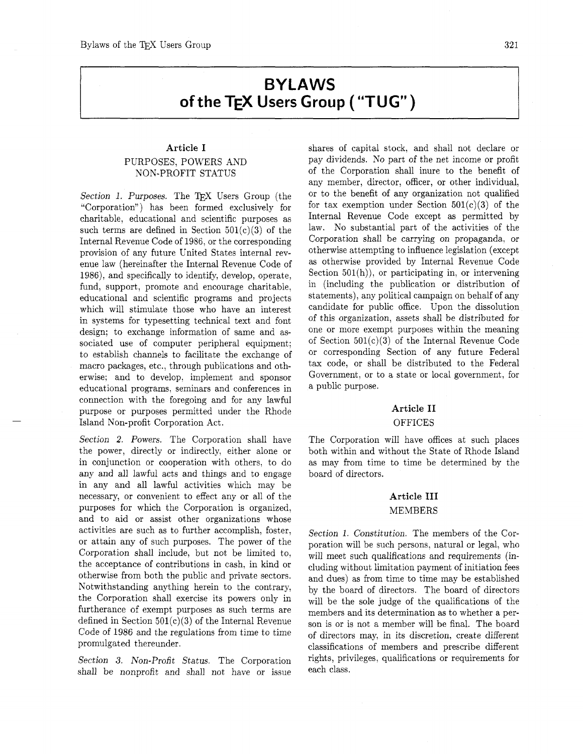# BYLAWS of the TeX Users Group ("TUG")

## Article I

### PURPOSES, POWERS AND NON-PROFIT STATUS

*Section 1. Purposes.* The TeX Users Group (the "Corporation") has been formed exclusively for charitable, educational and scientific purposes as such terms are defined in Section 501(c)(3) of the Internal Revenue Code of 1986, or the corresponding provision of any future United States internal revenue law (hereinafter the Internal Revenue Code of 1986), and specifically to identify, develop, operate, fund, support, promote and encourage charitable, educational and scientific programs and projects which will stimulate those who have an interest in systems for typesetting technical text and font design; to exchange information of same and associated use of computer peripheral equipment; to establish channels to facilitate the exchange of macro packages, etc., through publications and otherwise; and to develop, implement and sponsor educational programs, seminars and conferences in connection with the foregoing and for any lawful purpose or purposes permitted under the Rhode Island Non-profit Corporation Act.

*Section 2. Powers.* The Corporation shall have the power, directly or indirectly, either alone or in conjunction or cooperation with others, to do any and all lawful acts and things and to engage in any and all lawful activities which may be necessary, or convenient to effect any or all of the purposes for which the Corporation is organized, and to aid or assist other organizations whose activities are such as to further accomplish, foster, or attain any of such purposes. The power of the Corporation shall include, but not be limited to, the acceptance of contributions in cash, in kind or otherwise from both the public and private sectors. Notwithstanding anything herein to the contrary, the Corporation shall exercise its powers only in furtherance of exempt purposes as such terms are defined in Section 501(c)(3) of the Internal Revenue Code of 1986 and the regulations from time to time promulgated thereunder.

*Section 3. Non-Profit Status.* The Corporation shall be nonprofit and shall not have or issue shares of capital stock, and shall not declare or pay dividends. *No part of the net income or profit* of the Corporation shall inure to the benefit of any member, director, officer, or other individual, or to the benefit of any organization not qualified for tax exemption under Section 501(c)(3) of the Internal Revenue Code except as permitted by law. No substantial part of the activities of the Corporation shall be carrying on propaganda, or otherwise attempting to influence legislation (except as otherwise provided by Internal Revenue Code Section 501(h)), or participating in, or intervening in (including the publication or distribution of statements), any political campaign on behalf of any candidate for public office. Upon the dissolution of this organization, assets shall be distributed for one or more exempt purposes within the meaning of Section 501(c)(3) of the Internal Revenue Code or corresponding Section of any future Federal tax code, or shall be distributed to the Federal Government, or to a state or local government, for a public purpose.

## Article II

### OFFICES

The Corporation will have offices at such places both within and without the State of Rhode Island as may from time to time be determined by the board of directors.

## Article III

### MEMBERS

*Section 1. Constitution.* The members of the Corporation will be such persons, natural or legal, who will meet such qualifications and requirements (including without limitation payment of initiation fees and dues) as from time to time may be established by the board of directors. The board of directors will be the sole judge of the qualifications of the members and its determination as to whether a person is or is not a member will be final. The board of directors may, in its discretion, create different classifications of members and prescribe different rights, privileges, qualifications or requirements for each class.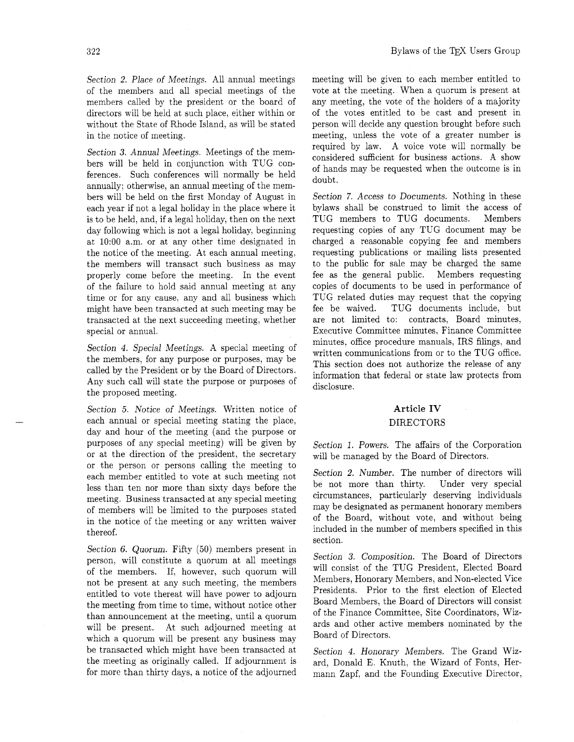*Section 2. Place of Meetings.* All annual meetings of the members and all special meetings of the members called by the president or the board of directors will be held at such place, either within or without the State of Rhode Island, as will be stated in the notice of meeting.

*Section 3. Annual Meetings.* Meetings of the members will be held in conjunction with TUG conferences. Such conferences will normally be held annually; otherwise, an annual meeting of the members will be held on the first Monday of August in each year if not a legal holiday in the place where it is to be held, and, if a legal holiday, then on the next day following which is not a legal holiday, beginning at 10:00 a.m. or at any other time designated in the notice of the meeting. At each annual meeting, the members will transact such business as may properly come before the meeting. In the event of the failure to hold said annual meeting at any time or for any cause, any and all business which might have been transacted at such meeting may be transacted at the next succeeding meeting, whether special or annual.

*Section 4. Special Meetings.* A special meeting of the members, for any purpose or purposes, may be called by the President or by the Board of Directors. Any such call will state the purpose or purposes of the proposed meeting.

*Section 5. Notice of Meetings.* Written notice of each annual or special meeting stating the place, day and hour of the meeting (and the purpose or purposes of any special meeting) will be given by or at the direction of the president, the secretary or the person or persons calling the meeting to each member entitled to vote at such meeting not less than ten nor more than sixty days before the meeting. Business transacted at any special meeting of members will be limited to the purposes stated in the notice of the meeting or any written waiver thereof.

*Section 6. Quorum.* Fifty (50) members present in person, will constitute a quorum at all meetings of the members. If, however, such quorum will not be present at any such meeting, the members entitled to vote thereat will have power to adjourn the meeting from time to time, without notice other than announcement at the meeting, until a quorum will be present. At such adjourned meeting at which a quorum will be present any business may be transacted which might have been transacted at the meeting as originally called. If adjournment is for more than thirty days, a notice of the adjourned meeting will be given to each member entitled to vote at the meeting. When a quorum is present at any meeting, the vote of the holders of a majority of the votes entitled to be cast and present in person will decide any question brought before such meeting, unless the vote of a greater number is required by law. A voice vote will normally be considered sufficient for business actions. A show of hands may be requested when the outcome is in doubt.

*Section 7. Access to Documents.* Nothing in these bylaws shall be construed to limit the access of TUG members to TUG documents. Members requesting copies of any TUG document may be charged a reasonable copying fee and members requesting publications or mailing lists presented to the public for sale may be charged the same fee as the general public. Members requesting copies of documents to be used in performance of TUG related duties may request that the copying fee be waived. TUG documents include, but are not limited to: contracts, Board minutes, Executive Committee minutes, Finance Committee minutes, office procedure manuals, IRS filings, and written communications from or to the TUG office. This section does not authorize the release of any information that federal or state law protects from disclosure.

## Article IV
## DIRECTORS

*Section 1. Powers.* The affairs of the Corporation will be managed by the Board of Directors.

*Section 2. Number.* The number of directors will be not more than thirty. Under very special circumstances, particularly deserving individuals may be designated as permanent honorary members of the Board, without vote, and without being included in the number of members specified in this section.

*Section 3. Composition.* The Board of Directors will consist of the TUG President, Elected Board Members, Honorary Members, and Non-elected Vice Presidents. Prior to the first election of Elected Board Members, the Board of Directors will consist of the Finance Committee, Site Coordinators, Wizards and other active members nominated by the Board of Directors.

*Section 4. Honorary Members.* The Grand Wizard, Donald E. Knuth, the Wizard of Fonts, Hermann Zapf, and the Founding Executive Director,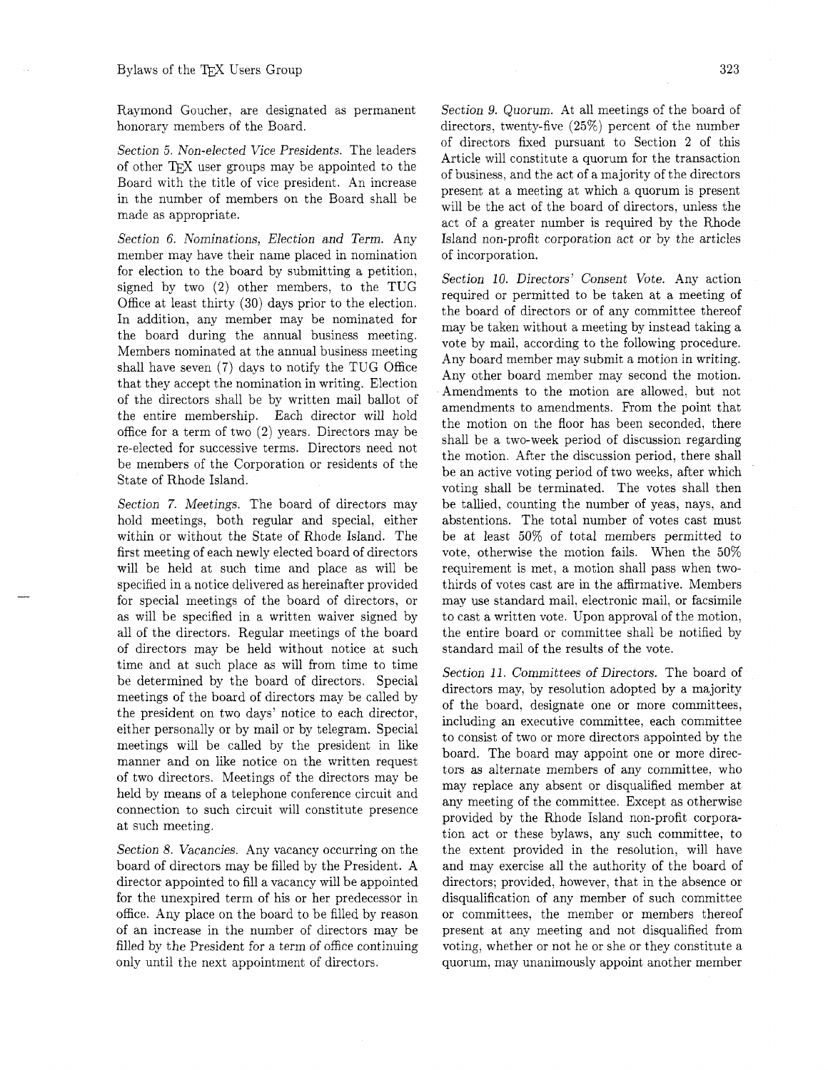Raymond Goucher, are designated as permanent honorary members of the Board.

*Section 5. Non-elected Vice Presidents.* The leaders of other TeX user groups may be appointed to the Board with the title of vice president. An increase in the number of members on the Board shall be made as appropriate.

*Section 6. Nominations, Election and Term.* Any member may have their name placed in nomination for election to the board by submitting a petition, signed by two (2) other members, to the TUG Office at least thirty (30) days prior to the election. In addition, any member may be nominated for the board during the annual business meeting. Members nominated at the annual business meeting shall have seven (7) days to notify the TUG Office that they accept the nomination in writing. Election of the directors shall be by written mail ballot of the entire membership. Each director will hold office for a term of two (2) years. Directors may be re-elected for successive terms. Directors need not be members of the Corporation or residents of the State of Rhode Island.

*Section 7. Meetings.* The board of directors may hold meetings, both regular and special, either within or without the State of Rhode Island. The first meeting of each newly elected board of directors will be held at such time and place as will be specified in a notice delivered as hereinafter provided for special meetings of the board of directors, or as will be specified in a written waiver signed by all of the directors. Regular meetings of the board of directors may be held without notice at such time and at such place as will from time to time be determined by the board of directors. Special meetings of the board of directors may be called by the president on two days' notice to each director, either personally or by mail or by telegram. Special meetings will be called by the president in like manner and on like notice on the written request of two directors. Meetings of the directors may be held by means of a telephone conference circuit and connection to such circuit will constitute presence at such meeting.

*Section 8. Vacancies.* Any vacancy occurring on the board of directors may be filled by the President. A director appointed to fill a vacancy will be appointed for the unexpired term of his or her predecessor in office. Any place on the board to be filled by reason of an increase in the number of directors may be filled by the President for a term of office continuing only until the next appointment of directors.

*Section 9. Quorum.* At all meetings of the board of directors, twenty-five (25%) percent of the number of directors fixed pursuant to Section 2 of this Article will constitute a quorum for the transaction of business, and the act of a majority of the directors present at a meeting at which a quorum is present will be the act of the board of directors, unless the act of a greater number is required by the Rhode Island non-profit corporation act or by the articles of incorporation.

*Section 10. Directors' Consent Vote.* Any action required or permitted to be taken at a meeting of the board of directors or of any committee thereof may be taken without a meeting by instead taking a vote by mail, according to the following procedure. Any board member may submit a motion in writing. Any other board member may second the motion. Amendments to the motion are allowed, but not amendments to amendments. From the point that the motion on the floor has been seconded, there shall be a two-week period of discussion regarding the motion. After the discussion period, there shall be an active voting period of two weeks, after which voting shall be terminated. The votes shall then be tallied, counting the number of yeas, nays, and abstentions. The total number of votes cast must be at least 50% of total members permitted to vote, otherwise the motion fails. When the 50% requirement is met, a motion shall pass when two-thirds of votes cast are in the affirmative. Members may use standard mail, electronic mail, or facsimile to cast a written vote. Upon approval of the motion, the entire board or committee shall be notified by standard mail of the results of the vote.

*Section 11. Committees of Directors.* The board of directors may, by resolution adopted by a majority of the board, designate one or more committees, including an executive committee, each committee to consist of two or more directors appointed by the board. The board may appoint one or more directors as alternate members of any committee, who may replace any absent or disqualified member at any meeting of the committee. Except as otherwise provided by the Rhode Island non-profit corporation act or these bylaws, any such committee, to the extent provided in the resolution, will have and may exercise all the authority of the board of directors; provided, however, that in the absence or disqualification of any member of such committee or committees, the member or members thereof present at any meeting and not disqualified from voting, whether or not he or she or they constitute a quorum, may unanimously appoint another member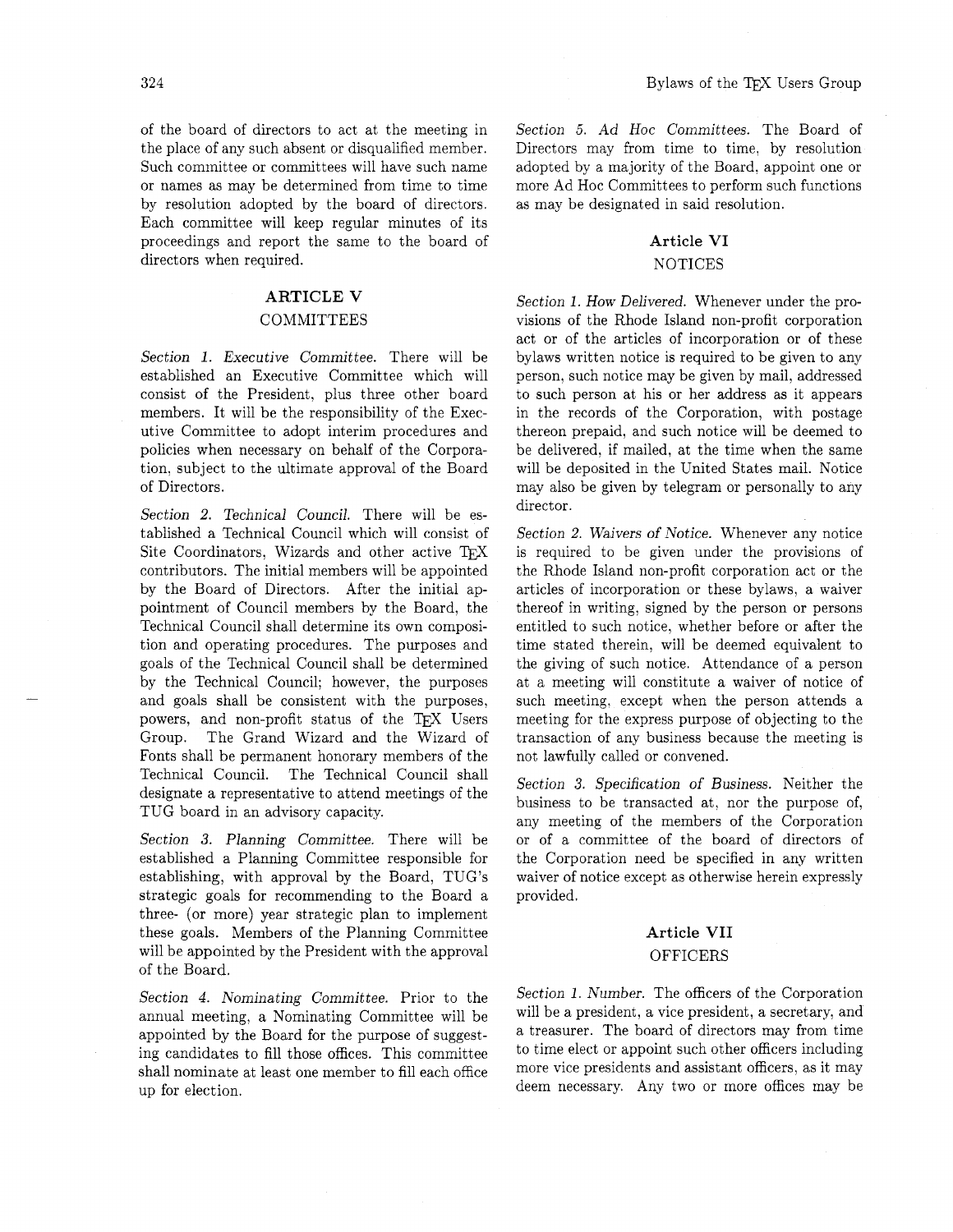of the board of directors to act at the meeting in the place of any such absent or disqualified member. Such committee or committees will have such name or names as may be determined from time to time by resolution adopted by the board of directors. Each committee will keep regular minutes of its proceedings and report the same to the board of directors when required.

## ARTICLE V
### COMMITTEES

*Section 1. Executive Committee.* There will be established an Executive Committee which will consist of the President, plus three other board members. It will be the responsibility of the Executive Committee to adopt interim procedures and policies when necessary on behalf of the Corporation, subject to the ultimate approval of the Board of Directors.

*Section 2. Technical Council.* There will be established a Technical Council which will consist of Site Coordinators, Wizards and other active TeX contributors. The initial members will be appointed by the Board of Directors. After the initial appointment of Council members by the Board, the Technical Council shall determine its own composition and operating procedures. The purposes and goals of the Technical Council shall be determined by the Technical Council; however, the purposes and goals shall be consistent with the purposes, powers, and non-profit status of the TeX Users Group. The Grand Wizard and the Wizard of Fonts shall be permanent honorary members of the Technical Council. The Technical Council shall designate a representative to attend meetings of the TUG board in an advisory capacity.

*Section 3. Planning Committee.* There will be established a Planning Committee responsible for establishing, with approval by the Board, TUG's strategic goals for recommending to the Board a three- (or more) year strategic plan to implement these goals. Members of the Planning Committee will be appointed by the President with the approval of the Board.

*Section 4. Nominating Committee.* Prior to the annual meeting, a Nominating Committee will be appointed by the Board for the purpose of suggesting candidates to fill those offices. This committee shall nominate at least one member to fill each office up for election.

*Section 5. Ad Hoc Committees.* The Board of Directors may from time to time, by resolution adopted by a majority of the Board, appoint one or more Ad Hoc Committees to perform such functions as may be designated in said resolution.

## Article VI
### NOTICES

*Section 1. How Delivered.* Whenever under the provisions of the Rhode Island non-profit corporation act or of the articles of incorporation or of these bylaws written notice is required to be given to any person, such notice may be given by mail, addressed to such person at his or her address as it appears in the records of the Corporation, with postage thereon prepaid, and such notice will be deemed to be delivered, if mailed, at the time when the same will be deposited in the United States mail. Notice may also be given by telegram or personally to any director.

*Section 2. Waivers of Notice.* Whenever any notice is required to be given under the provisions of the Rhode Island non-profit corporation act or the articles of incorporation or these bylaws, a waiver thereof in writing, signed by the person or persons entitled to such notice, whether before or after the time stated therein, will be deemed equivalent to the giving of such notice. Attendance of a person at a meeting will constitute a waiver of notice of such meeting, except when the person attends a meeting for the express purpose of objecting to the transaction of any business because the meeting is not lawfully called or convened.

*Section 3. Specification of Business.* Neither the business to be transacted at, nor the purpose of, any meeting of the members of the Corporation or of a committee of the board of directors of the Corporation need be specified in any written waiver of notice except as otherwise herein expressly provided.

## Article VII
### OFFICERS

*Section 1. Number.* The officers of the Corporation will be a president, a vice president, a secretary, and a treasurer. The board of directors may from time to time elect or appoint such other officers including more vice presidents and assistant officers, as it may deem necessary. Any two or more offices may be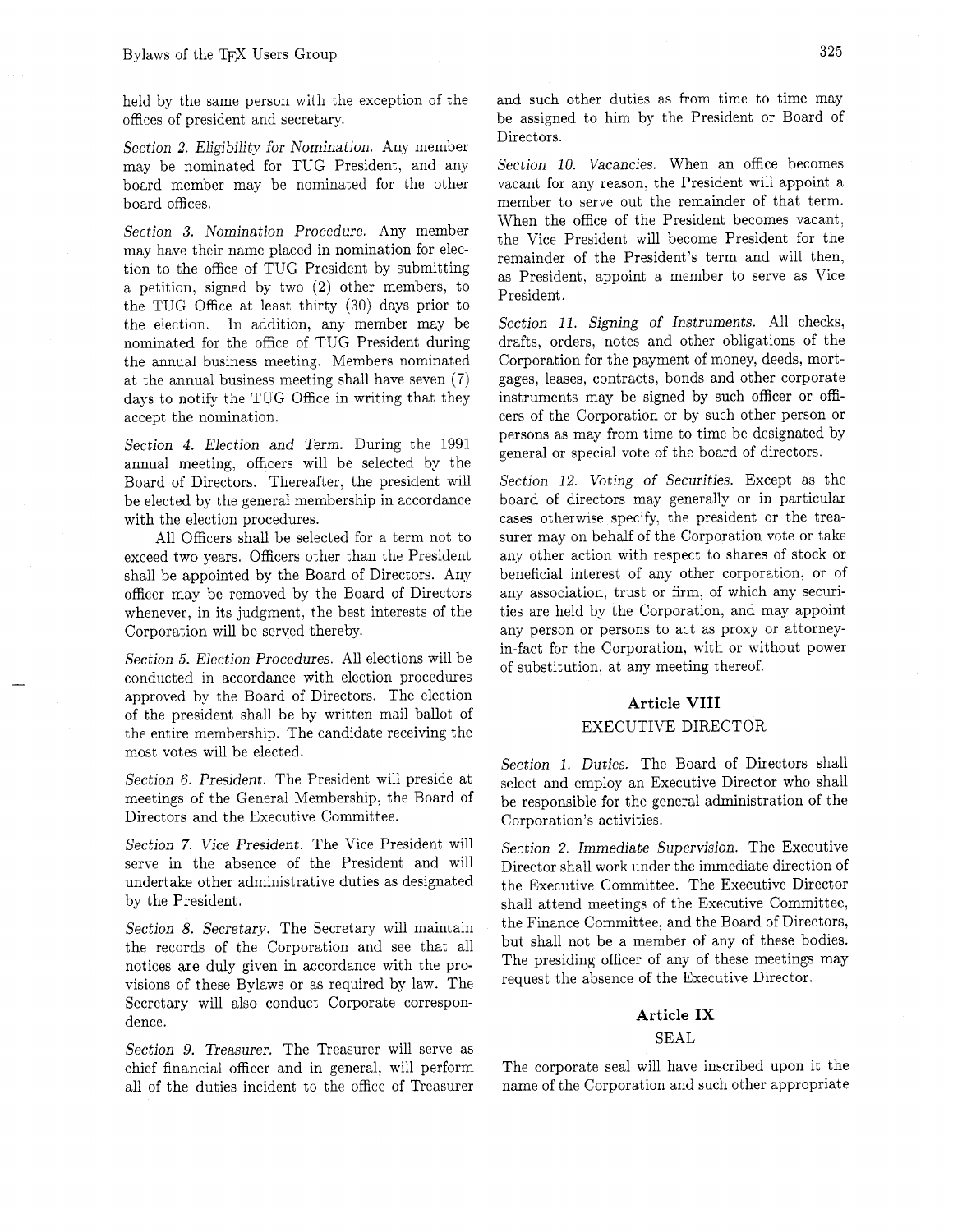held by the same person with the exception of the offices of president and secretary.

*Section 2. Eligibility for Nomination.* Any member may be nominated for TUG President, and any board member may be nominated for the other board offices.

*Section 3. Nomination Procedure.* Any member may have their name placed in nomination for election to the office of TUG President by submitting a petition, signed by two (2) other members, to the TUG Office at least thirty (30) days prior to the election. In addition, any member may be nominated for the office of TUG President during the annual business meeting. Members nominated at the annual business meeting shall have seven (7) days to notify the TUG Office in writing that they accept the nomination.

*Section 4. Election and Term.* During the 1991 annual meeting, officers will be selected by the Board of Directors. Thereafter, the president will be elected by the general membership in accordance with the election procedures.

All Officers shall be selected for a term not to exceed two years. Officers other than the President shall be appointed by the Board of Directors. Any officer may be removed by the Board of Directors whenever, in its judgment, the best interests of the Corporation will be served thereby.

*Section 5. Election Procedures.* All elections will be conducted in accordance with election procedures approved by the Board of Directors. The election of the president shall be by written mail ballot of the entire membership. The candidate receiving the most votes will be elected.

*Section 6. President.* The President will preside at meetings of the General Membership, the Board of Directors and the Executive Committee.

*Section 7. Vice President.* The Vice President will serve in the absence of the President and will undertake other administrative duties as designated by the President.

*Section 8. Secretary.* The Secretary will maintain the records of the Corporation and see that all notices are duly given in accordance with the provisions of these Bylaws or as required by law. The Secretary will also conduct Corporate correspondence.

*Section 9. Treasurer.* The Treasurer will serve as chief financial officer and in general, will perform all of the duties incident to the office of Treasurer and such other duties as from time to time may be assigned to him by the President or Board of Directors.

*Section 10. Vacancies.* When an office becomes vacant for any reason, the President will appoint a member to serve out the remainder of that term. When the office of the President becomes vacant, the Vice President will become President for the remainder of the President's term and will then, as President, appoint a member to serve as Vice President.

*Section 11. Signing of Instruments.* All checks, drafts, orders, notes and other obligations of the Corporation for the payment of money, deeds, mortgages, leases, contracts, bonds and other corporate instruments may be signed by such officer or officers of the Corporation or by such other person or persons as may from time to time be designated by general or special vote of the board of directors.

*Section 12. Voting of Securities.* Except as the board of directors may generally or in particular cases otherwise specify, the president or the treasurer may on behalf of the Corporation vote or take any other action with respect to shares of stock or beneficial interest of any other corporation, or of any association, trust or firm, of which any securities are held by the Corporation, and may appoint any person or persons to act as proxy or attorney-in-fact for the Corporation, with or without power of substitution, at any meeting thereof.

## Article VIII

### EXECUTIVE DIRECTOR

*Section 1. Duties.* The Board of Directors shall select and employ an Executive Director who shall be responsible for the general administration of the Corporation's activities.

*Section 2. Immediate Supervision.* The Executive Director shall work under the immediate direction of the Executive Committee. The Executive Director shall attend meetings of the Executive Committee, the Finance Committee, and the Board of Directors, but shall not be a member of any of these bodies. The presiding officer of any of these meetings may request the absence of the Executive Director.

## Article IX

### SEAL

The corporate seal will have inscribed upon it the name of the Corporation and such other appropriate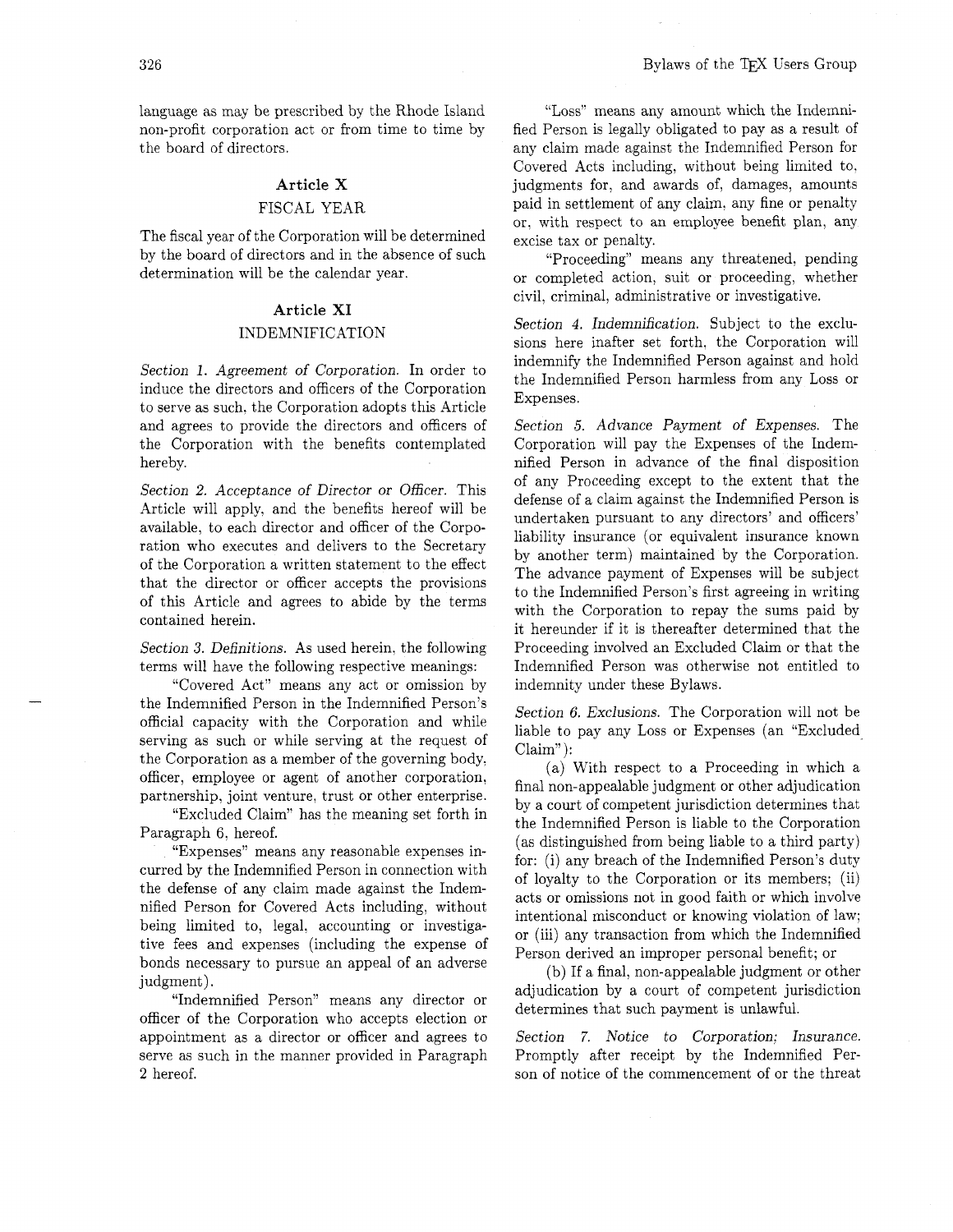language as may be prescribed by the Rhode Island non-profit corporation act or from time to time by the board of directors.

## Article X

### FISCAL YEAR

The fiscal year of the Corporation will be determined by the board of directors and in the absence of such determination will be the calendar year.

## Article XI

### INDEMNIFICATION

*Section 1. Agreement of Corporation.* In order to induce the directors and officers of the Corporation to serve as such, the Corporation adopts this Article and agrees to provide the directors and officers of the Corporation with the benefits contemplated hereby.

*Section 2. Acceptance of Director or Officer.* This Article will apply, and the benefits hereof will be available, to each director and officer of the Corporation who executes and delivers to the Secretary of the Corporation a written statement to the effect that the director or officer accepts the provisions of this Article and agrees to abide by the terms contained herein.

*Section 3. Definitions.* As used herein, the following terms will have the following respective meanings:

"Covered Act" means any act or omission by the Indemnified Person in the Indemnified Person's official capacity with the Corporation and while serving as such or while serving at the request of the Corporation as a member of the governing body, officer, employee or agent of another corporation, partnership, joint venture, trust or other enterprise.

"Excluded Claim" has the meaning set forth in Paragraph 6, hereof.

"Expenses" means any reasonable expenses incurred by the Indemnified Person in connection with the defense of any claim made against the Indemnified Person for Covered Acts including, without being limited to, legal, accounting or investigative fees and expenses (including the expense of bonds necessary to pursue an appeal of an adverse judgment).

"Indemnified Person" means any director or officer of the Corporation who accepts election or appointment as a director or officer and agrees to serve as such in the manner provided in Paragraph 2 hereof.

"Loss" means any amount which the Indemnified Person is legally obligated to pay as a result of any claim made against the Indemnified Person for Covered Acts including, without being limited to, judgments for, and awards of, damages, amounts paid in settlement of any claim, any fine or penalty or, with respect to an employee benefit plan, any excise tax or penalty.

"Proceeding" means any threatened, pending or completed action, suit or proceeding, whether civil, criminal, administrative or investigative.

*Section 4. Indemnification.* Subject to the exclusions here inafter set forth, the Corporation will indemnify the Indemnified Person against and hold the Indemnified Person harmless from any Loss or Expenses.

*Section 5. Advance Payment of Expenses.* The Corporation will pay the Expenses of the Indemnified Person in advance of the final disposition of any Proceeding except to the extent that the defense of a claim against the Indemnified Person is undertaken pursuant to any directors' and officers' liability insurance (or equivalent insurance known by another term) maintained by the Corporation. The advance payment of Expenses will be subject to the Indemnified Person's first agreeing in writing with the Corporation to repay the sums paid by it hereunder if it is thereafter determined that the Proceeding involved an Excluded Claim or that the Indemnified Person was otherwise not entitled to indemnity under these Bylaws.

*Section 6. Exclusions.* The Corporation will not be liable to pay any Loss or Expenses (an "Excluded Claim"):

(a) With respect to a Proceeding in which a final non-appealable judgment or other adjudication by a court of competent jurisdiction determines that the Indemnified Person is liable to the Corporation (as distinguished from being liable to a third party) for: (i) any breach of the Indemnified Person's duty of loyalty to the Corporation or its members; (ii) acts or omissions not in good faith or which involve intentional misconduct or knowing violation of law; or (iii) any transaction from which the Indemnified Person derived an improper personal benefit; or

(b) If a final, non-appealable judgment or other adjudication by a court of competent jurisdiction determines that such payment is unlawful.

*Section 7. Notice to Corporation; Insurance.* Promptly after receipt by the Indemnified Person of notice of the commencement of or the threat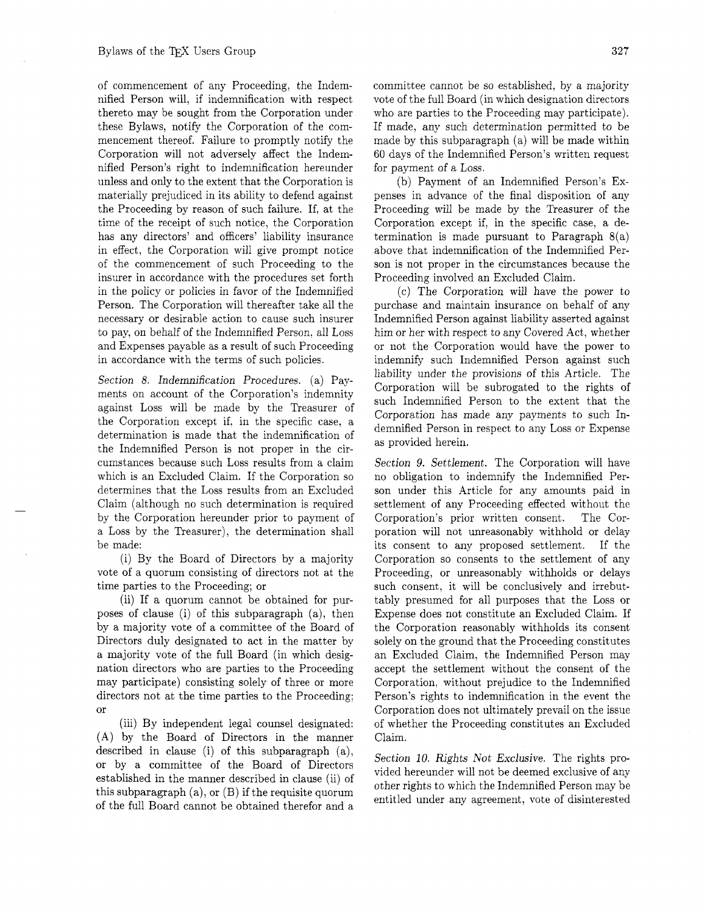of commencement of any Proceeding, the Indemnified Person will, if indemnification with respect thereto may be sought from the Corporation under these Bylaws, notify the Corporation of the commencement thereof. Failure to promptly notify the Corporation will not adversely affect the Indemnified Person's right to indemnification hereunder unless and only to the extent that the Corporation is materially prejudiced in its ability to defend against the Proceeding by reason of such failure. If, at the time of the receipt of such notice, the Corporation has any directors' and officers' liability insurance in effect, the Corporation will give prompt notice of the commencement of such Proceeding to the insurer in accordance with the procedures set forth in the policy or policies in favor of the Indemnified Person. The Corporation will thereafter take all the necessary or desirable action to cause such insurer to pay, on behalf of the Indemnified Person, all Loss and Expenses payable as a result of such Proceeding in accordance with the terms of such policies.

*Section 8. Indemnification Procedures.* (a) Payments on account of the Corporation's indemnity against Loss will be made by the Treasurer of the Corporation except if, in the specific case, a determination is made that the indemnification of the Indemnified Person is not proper in the circumstances because such Loss results from a claim which is an Excluded Claim. If the Corporation so determines that the Loss results from an Excluded Claim (although no such determination is required by the Corporation hereunder prior to payment of a Loss by the Treasurer), the determination shall be made:

(i) By the Board of Directors by a majority vote of a quorum consisting of directors not at the time parties to the Proceeding; or

(ii) If a quorum cannot be obtained for purposes of clause (i) of this subparagraph (a), then by a majority vote of a committee of the Board of Directors duly designated to act in the matter by a majority vote of the full Board (in which designation directors who are parties to the Proceeding may participate) consisting solely of three or more directors not at the time parties to the Proceeding; or

(iii) By independent legal counsel designated: (A) by the Board of Directors in the manner described in clause (i) of this subparagraph (a), or by a committee of the Board of Directors established in the manner described in clause (ii) of this subparagraph (a), or (B) if the requisite quorum of the full Board cannot be obtained therefor and a committee cannot be so established, by a majority vote of the full Board (in which designation directors who are parties to the Proceeding may participate). If made, any such determination permitted to be made by this subparagraph (a) will be made within 60 days of the Indemnified Person's written request for payment of a Loss.

(b) Payment of an Indemnified Person's Expenses in advance of the final disposition of any Proceeding will be made by the Treasurer of the Corporation except if, in the specific case, a determination is made pursuant to Paragraph 8(a) above that indemnification of the Indemnified Person is not proper in the circumstances because the Proceeding involved an Excluded Claim.

(c) The Corporation will have the power to purchase and maintain insurance on behalf of any Indemnified Person against liability asserted against him or her with respect to any Covered Act, whether or not the Corporation would have the power to indemnify such Indemnified Person against such liability under the provisions of this Article. The Corporation will be subrogated to the rights of such Indemnified Person to the extent that the Corporation has made any payments to such Indemnified Person in respect to any Loss or Expense as provided herein.

*Section 9. Settlement.* The Corporation will have no obligation to indemnify the Indemnified Person under this Article for any amounts paid in settlement of any Proceeding effected without the Corporation's prior written consent. The Corporation will not unreasonably withhold or delay its consent to any proposed settlement. If the Corporation so consents to the settlement of any Proceeding, or unreasonably withholds or delays such consent, it will be conclusively and irrebuttably presumed for all purposes that the Loss or Expense does not constitute an Excluded Claim. If the Corporation reasonably withholds its consent solely on the ground that the Proceeding constitutes an Excluded Claim, the Indemnified Person may accept the settlement without the consent of the Corporation, without prejudice to the Indemnified Person's rights to indemnification in the event the Corporation does not ultimately prevail on the issue of whether the Proceeding constitutes an Excluded Claim.

*Section 10. Rights Not Exclusive.* The rights provided hereunder will not be deemed exclusive of any other rights to which the Indemnified Person may be entitled under any agreement, vote of disinterested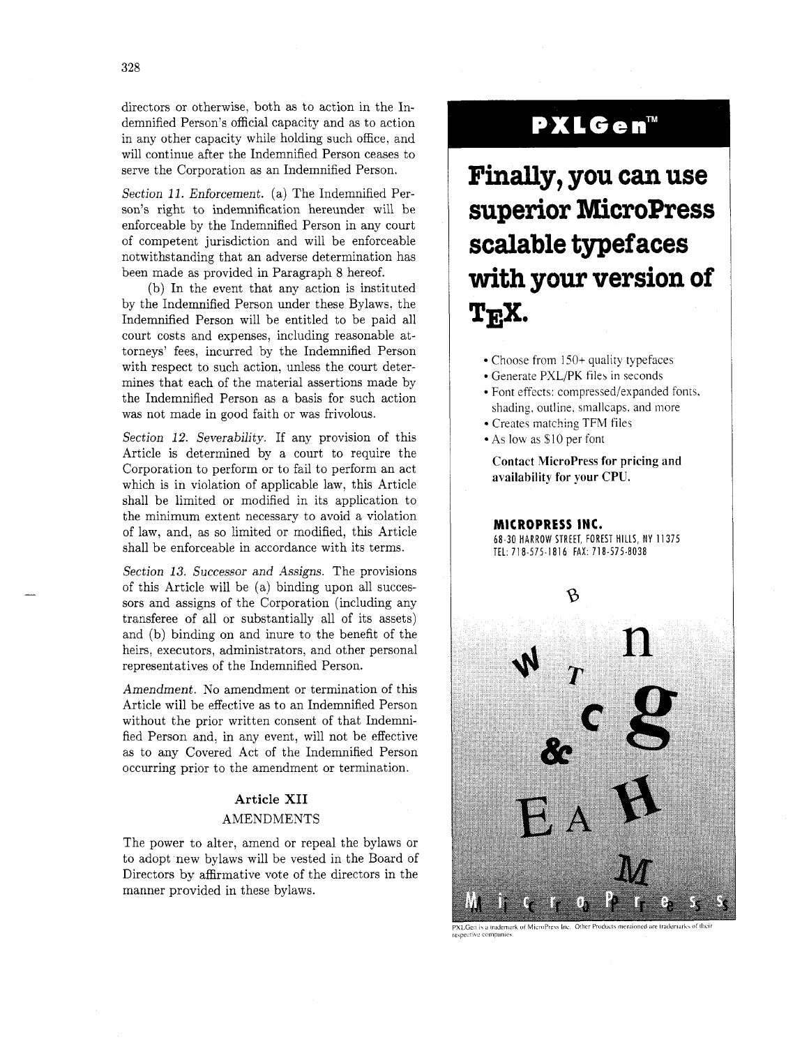directors or otherwise, both as to action in the Indemnified Person's official capacity and as to action in any other capacity while holding such office, and will continue after the Indemnified Person ceases to serve the Corporation as an Indemnified Person.

*Section 11. Enforcement.* (a) The Indemnified Person's right to indemnification hereunder will be enforceable by the Indemnified Person in any court of competent jurisdiction and will be enforceable notwithstanding that an adverse determination has been made as provided in Paragraph 8 hereof.

(b) In the event that any action is instituted by the Indemnified Person under these Bylaws, the Indemnified Person will be entitled to be paid all court costs and expenses, including reasonable attorneys' fees, incurred by the Indemnified Person with respect to such action, unless the court determines that each of the material assertions made by the Indemnified Person as a basis for such action was not made in good faith or was frivolous.

*Section 12. Severability.* If any provision of this Article is determined by a court to require the Corporation to perform or to fail to perform an act which is in violation of applicable law, this Article shall be limited or modified in its application to the minimum extent necessary to avoid a violation of law, and, as so limited or modified, this Article shall be enforceable in accordance with its terms.

*Section 13. Successor and Assigns.* The provisions of this Article will be (a) binding upon all successors and assigns of the Corporation (including any transferee of all or substantially all of its assets) and (b) binding on and inure to the benefit of the heirs, executors, administrators, and other personal representatives of the Indemnified Person.

*Amendment.* No amendment or termination of this Article will be effective as to an Indemnified Person without the prior written consent of that Indemnified Person and, in any event, will not be effective as to any Covered Act of the Indemnified Person occurring prior to the amendment or termination.

## Article XII

### AMENDMENTS

The power to alter, amend or repeal the bylaws or to adopt new bylaws will be vested in the Board of Directors by affirmative vote of the directors in the manner provided in these bylaws.

## PXLGen™

# Finally, you can use superior MicroPress scalable typefaces with your version of TEX.

- Choose from 150+ quality typefaces
- Generate PXL/PK files in seconds
- Font effects: compressed/expanded fonts, shading, outline, smallcaps, and more
- Creates matching TFM files
- As low as $10 per font

**Contact MicroPress for pricing and availability for your CPU.**

**MICROPRESS INC.**
68-30 HARROW STREET, FOREST HILLS, NY 11375
TEL: 718-575-1816 FAX: 718-575-8038

PXLGen is a trademark of MicroPress Inc. Other Products mentioned are trademarks of their respective companies.